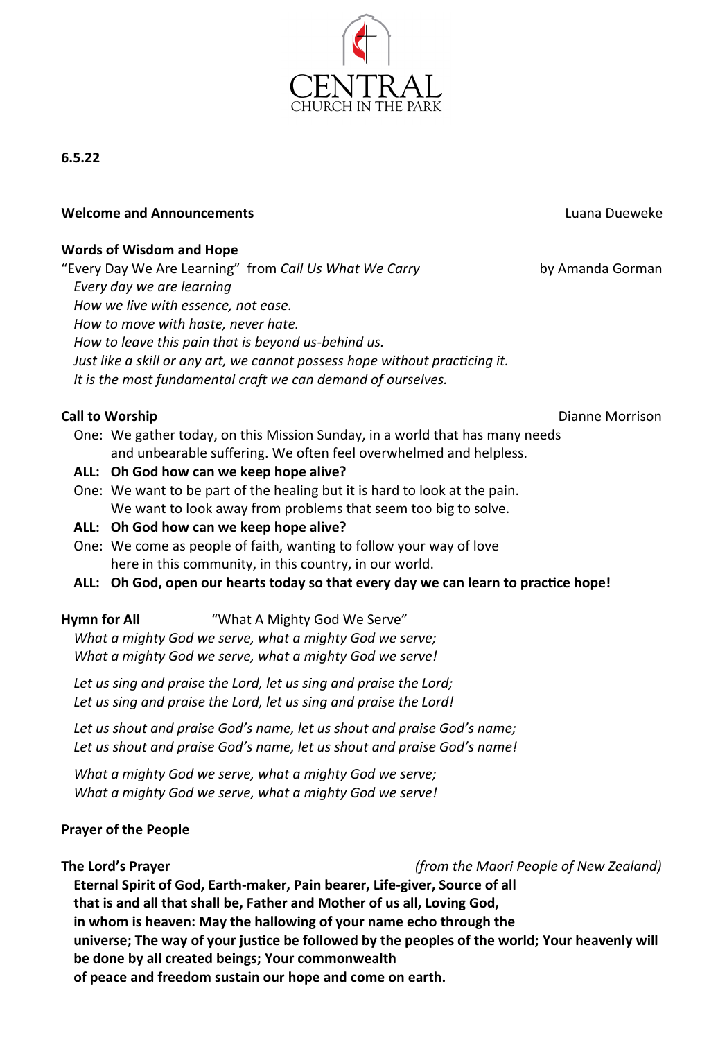CENTRAL
CHURCH IN THE PARK

**6.5.22**

**Welcome and Announcements** Luana Dueweke

**Words of Wisdom and Hope**

"Every Day We Are Learning" from *Call Us What We Carry* by Amanda Gorman

*Every day we are learning*
*How we live with essence, not ease.*
*How to move with haste, never hate.*
*How to leave this pain that is beyond us-behind us.*
*Just like a skill or any art, we cannot possess hope without practicing it.*
*It is the most fundamental craft we can demand of ourselves.*

**Call to Worship** Dianne Morrison

One: We gather today, on this Mission Sunday, in a world that has many needs and unbearable suffering. We often feel overwhelmed and helpless.

**ALL: Oh God how can we keep hope alive?**

One: We want to be part of the healing but it is hard to look at the pain. We want to look away from problems that seem too big to solve.

**ALL: Oh God how can we keep hope alive?**

One: We come as people of faith, wanting to follow your way of love here in this community, in this country, in our world.

**ALL: Oh God, open our hearts today so that every day we can learn to practice hope!**

**Hymn for All** "What A Mighty God We Serve"

*What a mighty God we serve, what a mighty God we serve;*
*What a mighty God we serve, what a mighty God we serve!*

*Let us sing and praise the Lord, let us sing and praise the Lord;*
*Let us sing and praise the Lord, let us sing and praise the Lord!*

*Let us shout and praise God's name, let us shout and praise God's name;*
*Let us shout and praise God's name, let us shout and praise God's name!*

*What a mighty God we serve, what a mighty God we serve;*
*What a mighty God we serve, what a mighty God we serve!*

**Prayer of the People**

**The Lord's Prayer** *(from the Maori People of New Zealand)*

**Eternal Spirit of God, Earth-maker, Pain bearer, Life-giver, Source of all that is and all that shall be, Father and Mother of us all, Loving God, in whom is heaven: May the hallowing of your name echo through the universe; The way of your justice be followed by the peoples of the world; Your heavenly will be done by all created beings; Your commonwealth of peace and freedom sustain our hope and come on earth.**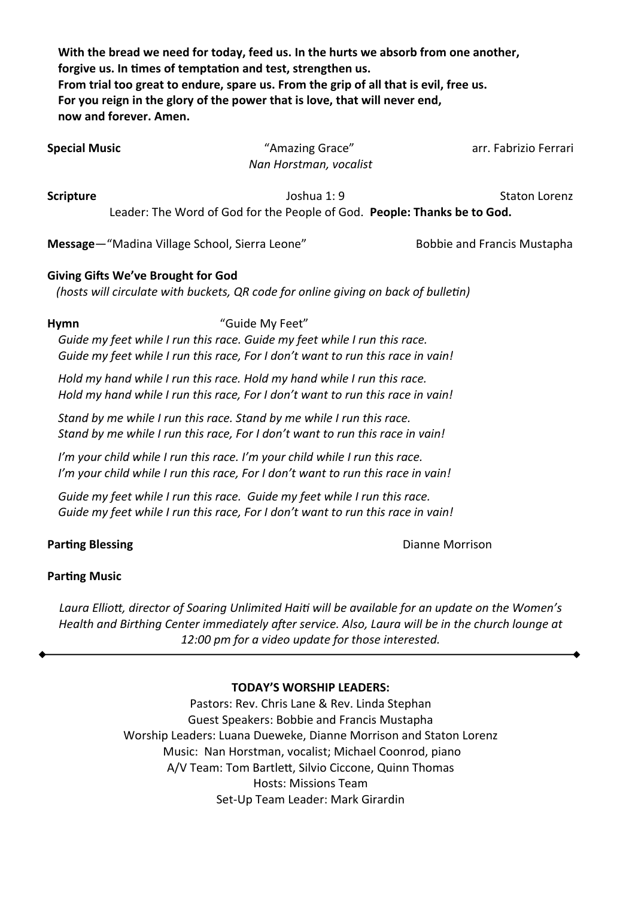**With the bread we need for today, feed us. In the hurts we absorb from one another, forgive us. In times of temptation and test, strengthen us.**
**From trial too great to endure, spare us. From the grip of all that is evil, free us.**
**For you reign in the glory of the power that is love, that will never end, now and forever. Amen.**

**Special Music** "Amazing Grace" arr. Fabrizio Ferrari
*Nan Horstman, vocalist*

**Scripture** Joshua 1: 9 Staton Lorenz
Leader: The Word of God for the People of God. **People: Thanks be to God.**

**Message**—"Madina Village School, Sierra Leone" Bobbie and Francis Mustapha

**Giving Gifts We've Brought for God**
*(hosts will circulate with buckets, QR code for online giving on back of bulletin)*

**Hymn** "Guide My Feet"

*Guide my feet while I run this race. Guide my feet while I run this race.*
*Guide my feet while I run this race, For I don't want to run this race in vain!*

*Hold my hand while I run this race. Hold my hand while I run this race.*
*Hold my hand while I run this race, For I don't want to run this race in vain!*

*Stand by me while I run this race. Stand by me while I run this race.*
*Stand by me while I run this race, For I don't want to run this race in vain!*

*I'm your child while I run this race. I'm your child while I run this race.*
*I'm your child while I run this race, For I don't want to run this race in vain!*

*Guide my feet while I run this race. Guide my feet while I run this race.*
*Guide my feet while I run this race, For I don't want to run this race in vain!*

**Parting Blessing** Dianne Morrison

**Parting Music**

*Laura Elliott, director of Soaring Unlimited Haiti will be available for an update on the Women's Health and Birthing Center immediately after service. Also, Laura will be in the church lounge at 12:00 pm for a video update for those interested.*

---

**TODAY'S WORSHIP LEADERS:**

Pastors: Rev. Chris Lane & Rev. Linda Stephan
Guest Speakers: Bobbie and Francis Mustapha
Worship Leaders: Luana Dueweke, Dianne Morrison and Staton Lorenz
Music: Nan Horstman, vocalist; Michael Coonrod, piano
A/V Team: Tom Bartlett, Silvio Ciccone, Quinn Thomas
Hosts: Missions Team
Set-Up Team Leader: Mark Girardin